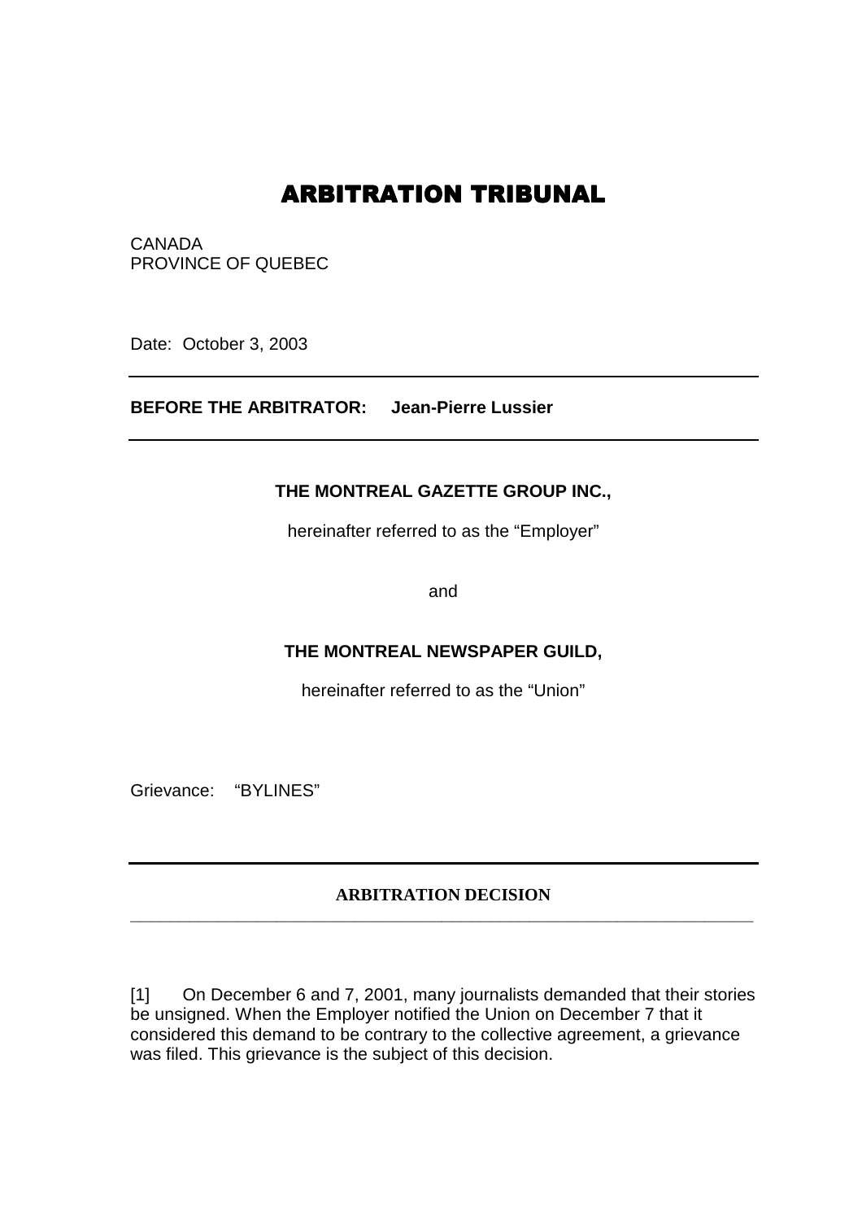# ARBITRATION TRIBUNAL

CANADA
PROVINCE OF QUEBEC

Date: October 3, 2003

---

**BEFORE THE ARBITRATOR: Jean-Pierre Lussier**

---

**THE MONTREAL GAZETTE GROUP INC.,**

hereinafter referred to as the "Employer"

and

**THE MONTREAL NEWSPAPER GUILD,**

hereinafter referred to as the "Union"

Grievance: "BYLINES"

---

## ARBITRATION DECISION

---

[1] On December 6 and 7, 2001, many journalists demanded that their stories be unsigned. When the Employer notified the Union on December 7 that it considered this demand to be contrary to the collective agreement, a grievance was filed. This grievance is the subject of this decision.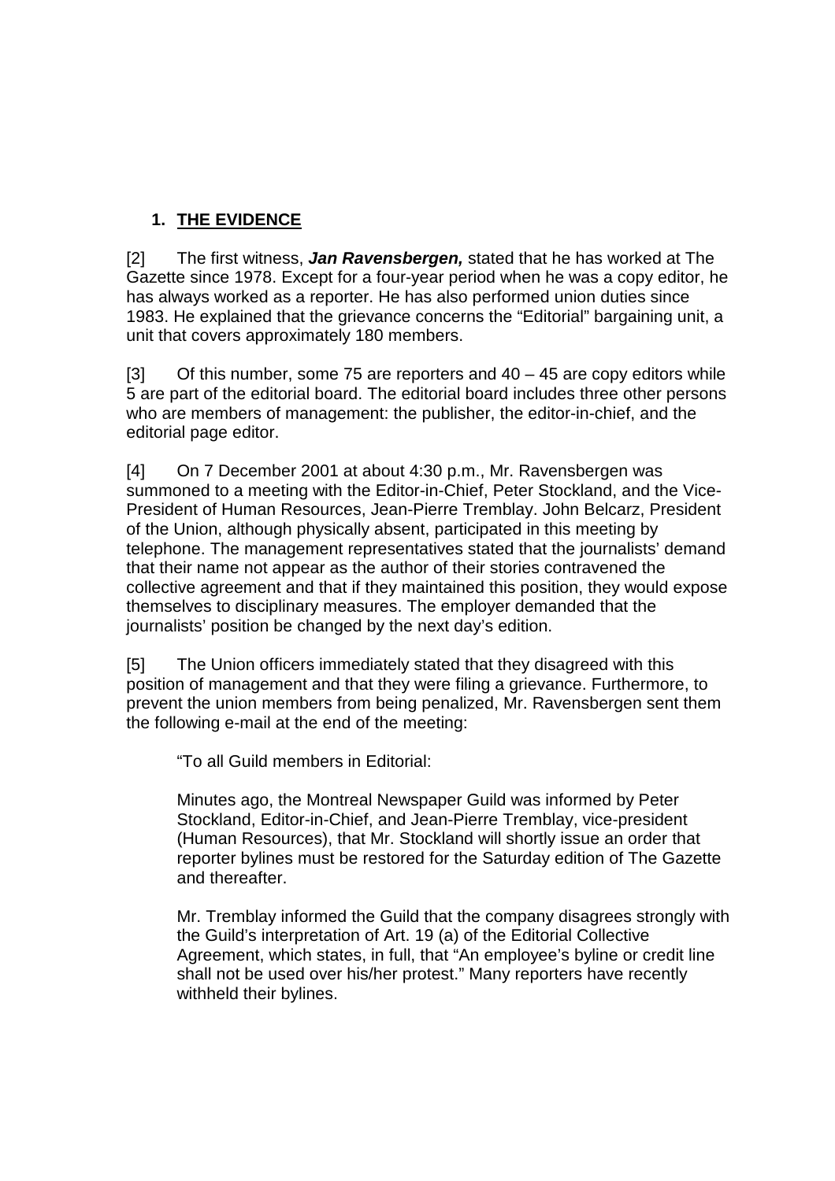## 1. THE EVIDENCE

[2] The first witness, ***Jan Ravensbergen,*** stated that he has worked at The Gazette since 1978. Except for a four-year period when he was a copy editor, he has always worked as a reporter. He has also performed union duties since 1983. He explained that the grievance concerns the "Editorial" bargaining unit, a unit that covers approximately 180 members.

[3] Of this number, some 75 are reporters and 40 – 45 are copy editors while 5 are part of the editorial board. The editorial board includes three other persons who are members of management: the publisher, the editor-in-chief, and the editorial page editor.

[4] On 7 December 2001 at about 4:30 p.m., Mr. Ravensbergen was summoned to a meeting with the Editor-in-Chief, Peter Stockland, and the Vice-President of Human Resources, Jean-Pierre Tremblay. John Belcarz, President of the Union, although physically absent, participated in this meeting by telephone. The management representatives stated that the journalists' demand that their name not appear as the author of their stories contravened the collective agreement and that if they maintained this position, they would expose themselves to disciplinary measures. The employer demanded that the journalists' position be changed by the next day's edition.

[5] The Union officers immediately stated that they disagreed with this position of management and that they were filing a grievance. Furthermore, to prevent the union members from being penalized, Mr. Ravensbergen sent them the following e-mail at the end of the meeting:

> "To all Guild members in Editorial:
>
> Minutes ago, the Montreal Newspaper Guild was informed by Peter Stockland, Editor-in-Chief, and Jean-Pierre Tremblay, vice-president (Human Resources), that Mr. Stockland will shortly issue an order that reporter bylines must be restored for the Saturday edition of The Gazette and thereafter.
>
> Mr. Tremblay informed the Guild that the company disagrees strongly with the Guild's interpretation of Art. 19 (a) of the Editorial Collective Agreement, which states, in full, that "An employee's byline or credit line shall not be used over his/her protest." Many reporters have recently withheld their bylines.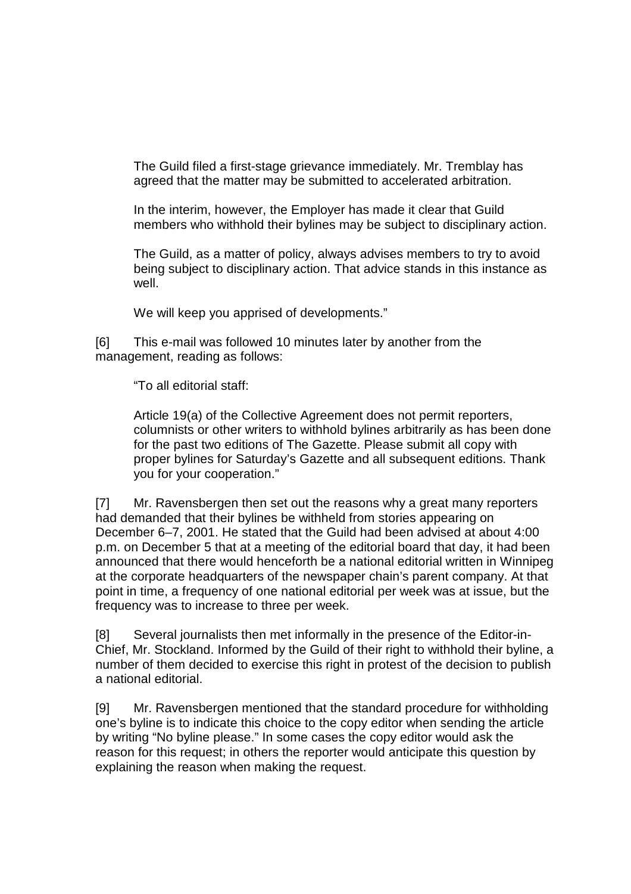The Guild filed a first-stage grievance immediately. Mr. Tremblay has agreed that the matter may be submitted to accelerated arbitration.

In the interim, however, the Employer has made it clear that Guild members who withhold their bylines may be subject to disciplinary action.

The Guild, as a matter of policy, always advises members to try to avoid being subject to disciplinary action. That advice stands in this instance as well.

We will keep you apprised of developments."

[6] This e-mail was followed 10 minutes later by another from the management, reading as follows:

"To all editorial staff:

Article 19(a) of the Collective Agreement does not permit reporters, columnists or other writers to withhold bylines arbitrarily as has been done for the past two editions of The Gazette. Please submit all copy with proper bylines for Saturday's Gazette and all subsequent editions. Thank you for your cooperation."

[7] Mr. Ravensbergen then set out the reasons why a great many reporters had demanded that their bylines be withheld from stories appearing on December 6–7, 2001. He stated that the Guild had been advised at about 4:00 p.m. on December 5 that at a meeting of the editorial board that day, it had been announced that there would henceforth be a national editorial written in Winnipeg at the corporate headquarters of the newspaper chain's parent company. At that point in time, a frequency of one national editorial per week was at issue, but the frequency was to increase to three per week.

[8] Several journalists then met informally in the presence of the Editor-in-Chief, Mr. Stockland. Informed by the Guild of their right to withhold their byline, a number of them decided to exercise this right in protest of the decision to publish a national editorial.

[9] Mr. Ravensbergen mentioned that the standard procedure for withholding one's byline is to indicate this choice to the copy editor when sending the article by writing "No byline please." In some cases the copy editor would ask the reason for this request; in others the reporter would anticipate this question by explaining the reason when making the request.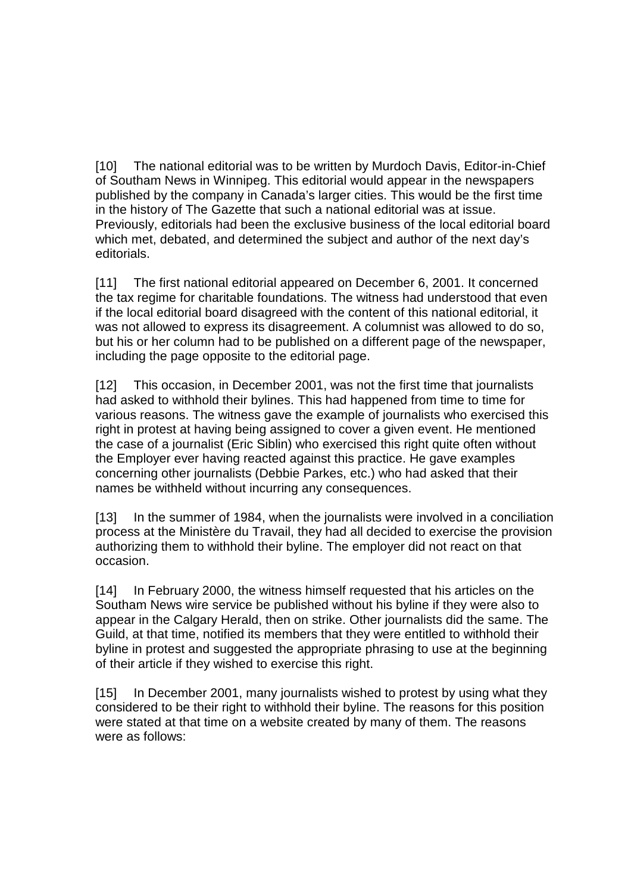[10] The national editorial was to be written by Murdoch Davis, Editor-in-Chief of Southam News in Winnipeg. This editorial would appear in the newspapers published by the company in Canada's larger cities. This would be the first time in the history of The Gazette that such a national editorial was at issue. Previously, editorials had been the exclusive business of the local editorial board which met, debated, and determined the subject and author of the next day's editorials.

[11] The first national editorial appeared on December 6, 2001. It concerned the tax regime for charitable foundations. The witness had understood that even if the local editorial board disagreed with the content of this national editorial, it was not allowed to express its disagreement. A columnist was allowed to do so, but his or her column had to be published on a different page of the newspaper, including the page opposite to the editorial page.

[12] This occasion, in December 2001, was not the first time that journalists had asked to withhold their bylines. This had happened from time to time for various reasons. The witness gave the example of journalists who exercised this right in protest at having being assigned to cover a given event. He mentioned the case of a journalist (Eric Siblin) who exercised this right quite often without the Employer ever having reacted against this practice. He gave examples concerning other journalists (Debbie Parkes, etc.) who had asked that their names be withheld without incurring any consequences.

[13] In the summer of 1984, when the journalists were involved in a conciliation process at the Ministère du Travail, they had all decided to exercise the provision authorizing them to withhold their byline. The employer did not react on that occasion.

[14] In February 2000, the witness himself requested that his articles on the Southam News wire service be published without his byline if they were also to appear in the Calgary Herald, then on strike. Other journalists did the same. The Guild, at that time, notified its members that they were entitled to withhold their byline in protest and suggested the appropriate phrasing to use at the beginning of their article if they wished to exercise this right.

[15] In December 2001, many journalists wished to protest by using what they considered to be their right to withhold their byline. The reasons for this position were stated at that time on a website created by many of them. The reasons were as follows: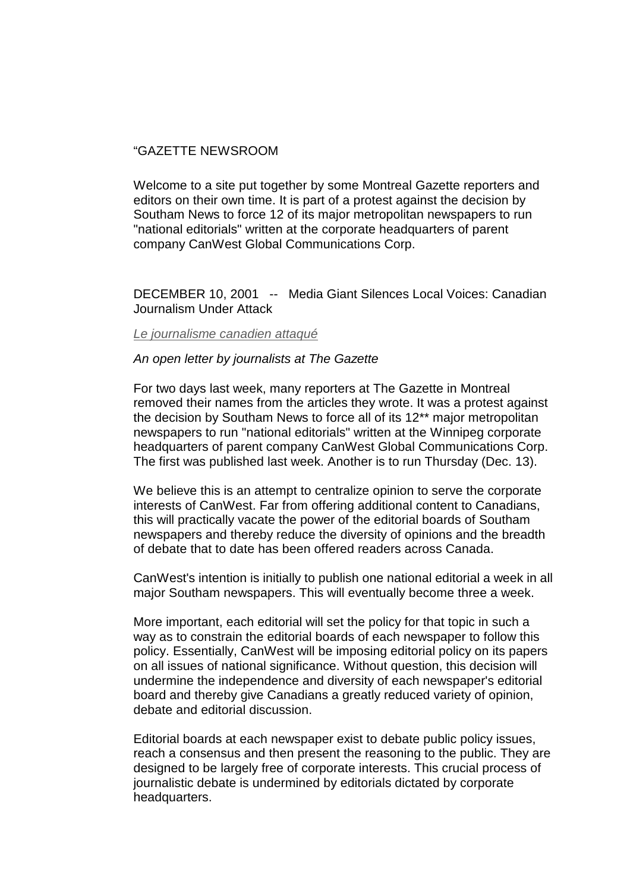“GAZETTE NEWSROOM

Welcome to a site put together by some Montreal Gazette reporters and editors on their own time. It is part of a protest against the decision by Southam News to force 12 of its major metropolitan newspapers to run "national editorials" written at the corporate headquarters of parent company CanWest Global Communications Corp.

DECEMBER 10, 2001 -- Media Giant Silences Local Voices: Canadian Journalism Under Attack

*Le journalisme canadien attaqué*

*An open letter by journalists at The Gazette*

For two days last week, many reporters at The Gazette in Montreal removed their names from the articles they wrote. It was a protest against the decision by Southam News to force all of its 12** major metropolitan newspapers to run "national editorials" written at the Winnipeg corporate headquarters of parent company CanWest Global Communications Corp. The first was published last week. Another is to run Thursday (Dec. 13).

We believe this is an attempt to centralize opinion to serve the corporate interests of CanWest. Far from offering additional content to Canadians, this will practically vacate the power of the editorial boards of Southam newspapers and thereby reduce the diversity of opinions and the breadth of debate that to date has been offered readers across Canada.

CanWest's intention is initially to publish one national editorial a week in all major Southam newspapers. This will eventually become three a week.

More important, each editorial will set the policy for that topic in such a way as to constrain the editorial boards of each newspaper to follow this policy. Essentially, CanWest will be imposing editorial policy on its papers on all issues of national significance. Without question, this decision will undermine the independence and diversity of each newspaper's editorial board and thereby give Canadians a greatly reduced variety of opinion, debate and editorial discussion.

Editorial boards at each newspaper exist to debate public policy issues, reach a consensus and then present the reasoning to the public. They are designed to be largely free of corporate interests. This crucial process of journalistic debate is undermined by editorials dictated by corporate headquarters.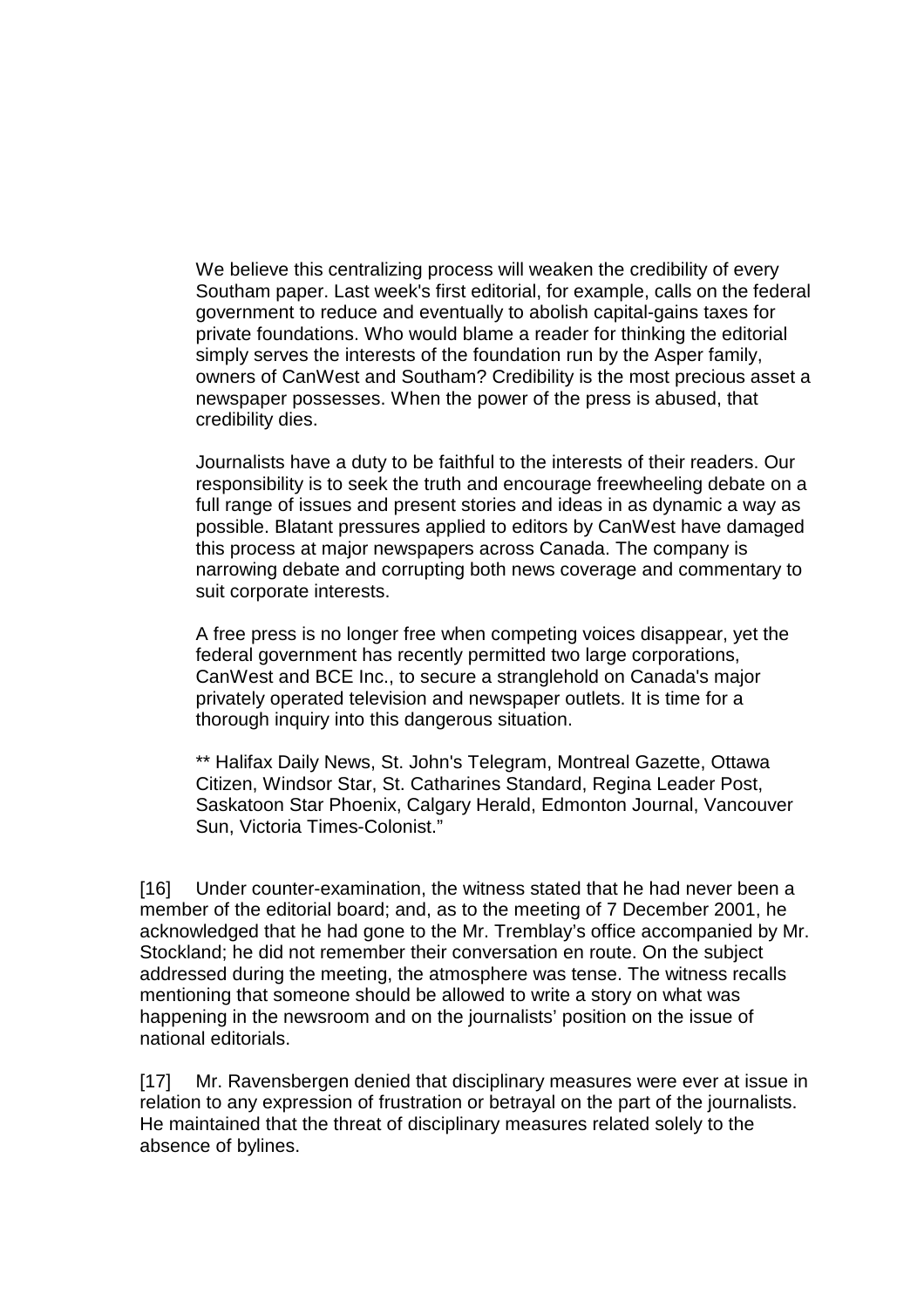> We believe this centralizing process will weaken the credibility of every Southam paper. Last week's first editorial, for example, calls on the federal government to reduce and eventually to abolish capital-gains taxes for private foundations. Who would blame a reader for thinking the editorial simply serves the interests of the foundation run by the Asper family, owners of CanWest and Southam? Credibility is the most precious asset a newspaper possesses. When the power of the press is abused, that credibility dies.
>
> Journalists have a duty to be faithful to the interests of their readers. Our responsibility is to seek the truth and encourage freewheeling debate on a full range of issues and present stories and ideas in as dynamic a way as possible. Blatant pressures applied to editors by CanWest have damaged this process at major newspapers across Canada. The company is narrowing debate and corrupting both news coverage and commentary to suit corporate interests.
>
> A free press is no longer free when competing voices disappear, yet the federal government has recently permitted two large corporations, CanWest and BCE Inc., to secure a stranglehold on Canada's major privately operated television and newspaper outlets. It is time for a thorough inquiry into this dangerous situation.
>
> ** Halifax Daily News, St. John's Telegram, Montreal Gazette, Ottawa Citizen, Windsor Star, St. Catharines Standard, Regina Leader Post, Saskatoon Star Phoenix, Calgary Herald, Edmonton Journal, Vancouver Sun, Victoria Times-Colonist."

[16] Under counter-examination, the witness stated that he had never been a member of the editorial board; and, as to the meeting of 7 December 2001, he acknowledged that he had gone to the Mr. Tremblay's office accompanied by Mr. Stockland; he did not remember their conversation en route. On the subject addressed during the meeting, the atmosphere was tense. The witness recalls mentioning that someone should be allowed to write a story on what was happening in the newsroom and on the journalists' position on the issue of national editorials.

[17] Mr. Ravensbergen denied that disciplinary measures were ever at issue in relation to any expression of frustration or betrayal on the part of the journalists. He maintained that the threat of disciplinary measures related solely to the absence of bylines.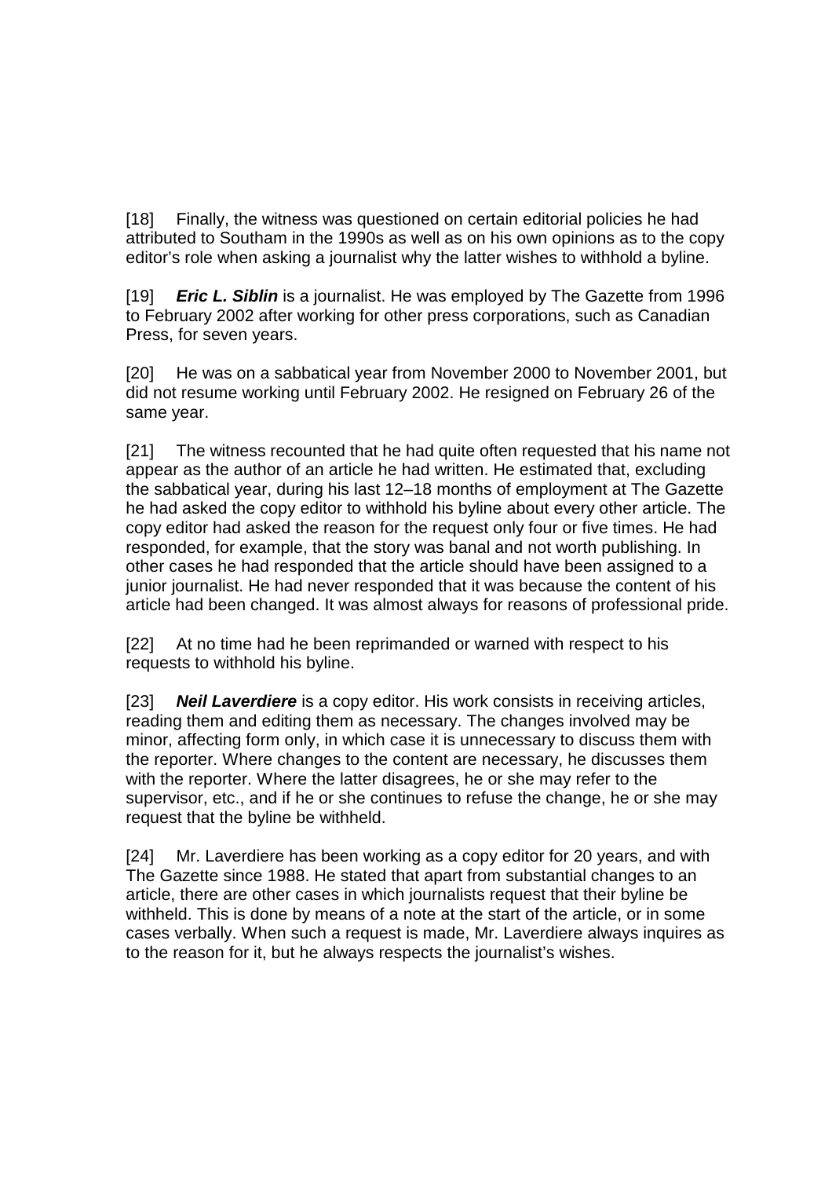[18] Finally, the witness was questioned on certain editorial policies he had attributed to Southam in the 1990s as well as on his own opinions as to the copy editor's role when asking a journalist why the latter wishes to withhold a byline.

[19] ***Eric L. Siblin*** is a journalist. He was employed by The Gazette from 1996 to February 2002 after working for other press corporations, such as Canadian Press, for seven years.

[20] He was on a sabbatical year from November 2000 to November 2001, but did not resume working until February 2002. He resigned on February 26 of the same year.

[21] The witness recounted that he had quite often requested that his name not appear as the author of an article he had written. He estimated that, excluding the sabbatical year, during his last 12–18 months of employment at The Gazette he had asked the copy editor to withhold his byline about every other article. The copy editor had asked the reason for the request only four or five times. He had responded, for example, that the story was banal and not worth publishing. In other cases he had responded that the article should have been assigned to a junior journalist. He had never responded that it was because the content of his article had been changed. It was almost always for reasons of professional pride.

[22] At no time had he been reprimanded or warned with respect to his requests to withhold his byline.

[23] ***Neil Laverdiere*** is a copy editor. His work consists in receiving articles, reading them and editing them as necessary. The changes involved may be minor, affecting form only, in which case it is unnecessary to discuss them with the reporter. Where changes to the content are necessary, he discusses them with the reporter. Where the latter disagrees, he or she may refer to the supervisor, etc., and if he or she continues to refuse the change, he or she may request that the byline be withheld.

[24] Mr. Laverdiere has been working as a copy editor for 20 years, and with The Gazette since 1988. He stated that apart from substantial changes to an article, there are other cases in which journalists request that their byline be withheld. This is done by means of a note at the start of the article, or in some cases verbally. When such a request is made, Mr. Laverdiere always inquires as to the reason for it, but he always respects the journalist's wishes.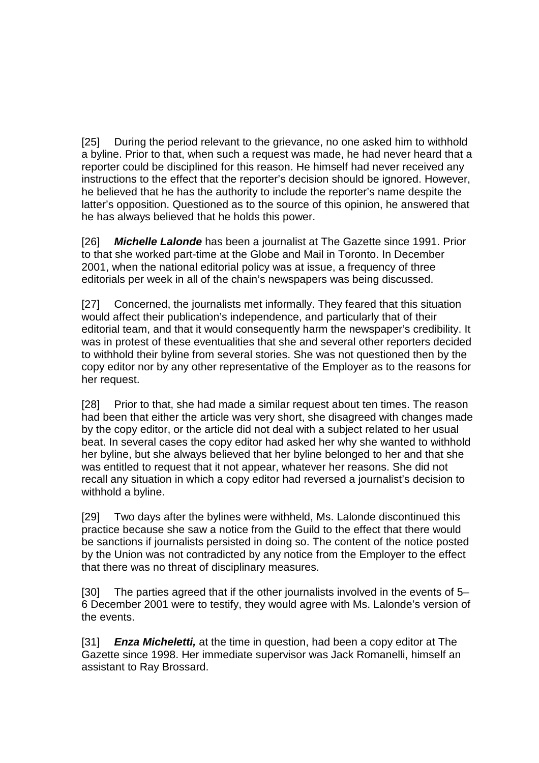[25] During the period relevant to the grievance, no one asked him to withhold a byline. Prior to that, when such a request was made, he had never heard that a reporter could be disciplined for this reason. He himself had never received any instructions to the effect that the reporter's decision should be ignored. However, he believed that he has the authority to include the reporter's name despite the latter's opposition. Questioned as to the source of this opinion, he answered that he has always believed that he holds this power.

[26] ***Michelle Lalonde*** has been a journalist at The Gazette since 1991. Prior to that she worked part-time at the Globe and Mail in Toronto. In December 2001, when the national editorial policy was at issue, a frequency of three editorials per week in all of the chain's newspapers was being discussed.

[27] Concerned, the journalists met informally. They feared that this situation would affect their publication's independence, and particularly that of their editorial team, and that it would consequently harm the newspaper's credibility. It was in protest of these eventualities that she and several other reporters decided to withhold their byline from several stories. She was not questioned then by the copy editor nor by any other representative of the Employer as to the reasons for her request.

[28] Prior to that, she had made a similar request about ten times. The reason had been that either the article was very short, she disagreed with changes made by the copy editor, or the article did not deal with a subject related to her usual beat. In several cases the copy editor had asked her why she wanted to withhold her byline, but she always believed that her byline belonged to her and that she was entitled to request that it not appear, whatever her reasons. She did not recall any situation in which a copy editor had reversed a journalist's decision to withhold a byline.

[29] Two days after the bylines were withheld, Ms. Lalonde discontinued this practice because she saw a notice from the Guild to the effect that there would be sanctions if journalists persisted in doing so. The content of the notice posted by the Union was not contradicted by any notice from the Employer to the effect that there was no threat of disciplinary measures.

[30] The parties agreed that if the other journalists involved in the events of 5–6 December 2001 were to testify, they would agree with Ms. Lalonde's version of the events.

[31] ***Enza Micheletti,*** at the time in question, had been a copy editor at The Gazette since 1998. Her immediate supervisor was Jack Romanelli, himself an assistant to Ray Brossard.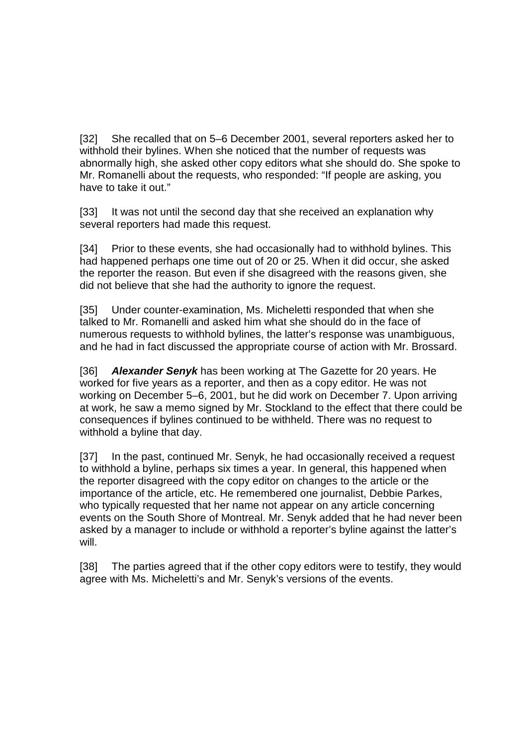[32] She recalled that on 5–6 December 2001, several reporters asked her to withhold their bylines. When she noticed that the number of requests was abnormally high, she asked other copy editors what she should do. She spoke to Mr. Romanelli about the requests, who responded: "If people are asking, you have to take it out."

[33] It was not until the second day that she received an explanation why several reporters had made this request.

[34] Prior to these events, she had occasionally had to withhold bylines. This had happened perhaps one time out of 20 or 25. When it did occur, she asked the reporter the reason. But even if she disagreed with the reasons given, she did not believe that she had the authority to ignore the request.

[35] Under counter-examination, Ms. Micheletti responded that when she talked to Mr. Romanelli and asked him what she should do in the face of numerous requests to withhold bylines, the latter's response was unambiguous, and he had in fact discussed the appropriate course of action with Mr. Brossard.

[36] ***Alexander Senyk*** has been working at The Gazette for 20 years. He worked for five years as a reporter, and then as a copy editor. He was not working on December 5–6, 2001, but he did work on December 7. Upon arriving at work, he saw a memo signed by Mr. Stockland to the effect that there could be consequences if bylines continued to be withheld. There was no request to withhold a byline that day.

[37] In the past, continued Mr. Senyk, he had occasionally received a request to withhold a byline, perhaps six times a year. In general, this happened when the reporter disagreed with the copy editor on changes to the article or the importance of the article, etc. He remembered one journalist, Debbie Parkes, who typically requested that her name not appear on any article concerning events on the South Shore of Montreal. Mr. Senyk added that he had never been asked by a manager to include or withhold a reporter's byline against the latter's will.

[38] The parties agreed that if the other copy editors were to testify, they would agree with Ms. Micheletti's and Mr. Senyk's versions of the events.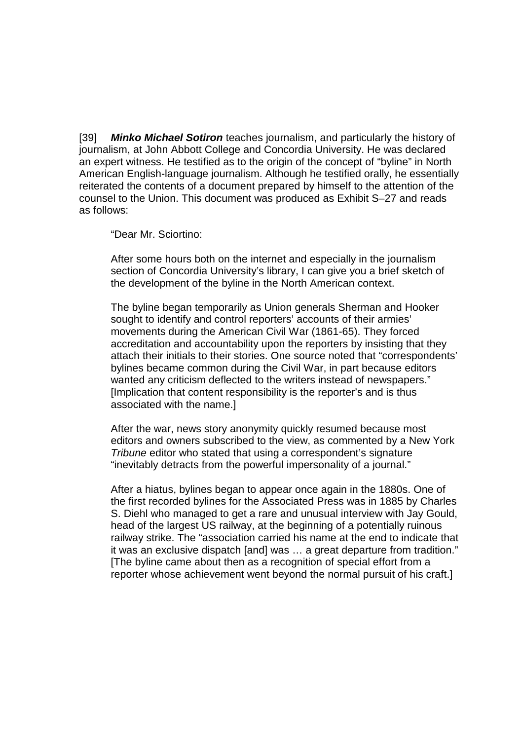[39] ***Minko Michael Sotiron*** teaches journalism, and particularly the history of journalism, at John Abbott College and Concordia University. He was declared an expert witness. He testified as to the origin of the concept of "byline" in North American English-language journalism. Although he testified orally, he essentially reiterated the contents of a document prepared by himself to the attention of the counsel to the Union. This document was produced as Exhibit S–27 and reads as follows:

> "Dear Mr. Sciortino:
>
> After some hours both on the internet and especially in the journalism section of Concordia University's library, I can give you a brief sketch of the development of the byline in the North American context.
>
> The byline began temporarily as Union generals Sherman and Hooker sought to identify and control reporters' accounts of their armies' movements during the American Civil War (1861-65). They forced accreditation and accountability upon the reporters by insisting that they attach their initials to their stories. One source noted that "correspondents' bylines became common during the Civil War, in part because editors wanted any criticism deflected to the writers instead of newspapers." [Implication that content responsibility is the reporter's and is thus associated with the name.]
>
> After the war, news story anonymity quickly resumed because most editors and owners subscribed to the view, as commented by a New York *Tribune* editor who stated that using a correspondent's signature "inevitably detracts from the powerful impersonality of a journal."
>
> After a hiatus, bylines began to appear once again in the 1880s. One of the first recorded bylines for the Associated Press was in 1885 by Charles S. Diehl who managed to get a rare and unusual interview with Jay Gould, head of the largest US railway, at the beginning of a potentially ruinous railway strike. The "association carried his name at the end to indicate that it was an exclusive dispatch [and] was … a great departure from tradition." [The byline came about then as a recognition of special effort from a reporter whose achievement went beyond the normal pursuit of his craft.]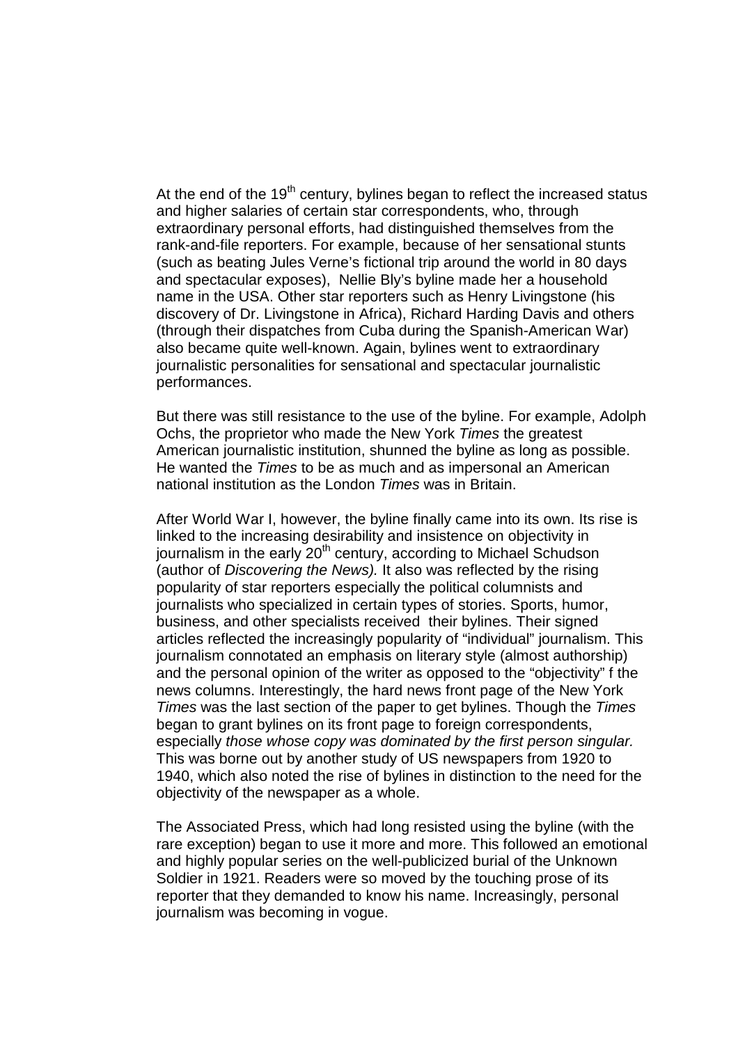At the end of the 19th century, bylines began to reflect the increased status and higher salaries of certain star correspondents, who, through extraordinary personal efforts, had distinguished themselves from the rank-and-file reporters. For example, because of her sensational stunts (such as beating Jules Verne's fictional trip around the world in 80 days and spectacular exposes), Nellie Bly's byline made her a household name in the USA. Other star reporters such as Henry Livingstone (his discovery of Dr. Livingstone in Africa), Richard Harding Davis and others (through their dispatches from Cuba during the Spanish-American War) also became quite well-known. Again, bylines went to extraordinary journalistic personalities for sensational and spectacular journalistic performances.

But there was still resistance to the use of the byline. For example, Adolph Ochs, the proprietor who made the New York *Times* the greatest American journalistic institution, shunned the byline as long as possible. He wanted the *Times* to be as much and as impersonal an American national institution as the London *Times* was in Britain.

After World War I, however, the byline finally came into its own. Its rise is linked to the increasing desirability and insistence on objectivity in journalism in the early 20th century, according to Michael Schudson (author of *Discovering the News).* It also was reflected by the rising popularity of star reporters especially the political columnists and journalists who specialized in certain types of stories. Sports, humor, business, and other specialists received their bylines. Their signed articles reflected the increasingly popularity of "individual" journalism. This journalism connotated an emphasis on literary style (almost authorship) and the personal opinion of the writer as opposed to the "objectivity" f the news columns. Interestingly, the hard news front page of the New York *Times* was the last section of the paper to get bylines. Though the *Times* began to grant bylines on its front page to foreign correspondents, especially *those whose copy was dominated by the first person singular.* This was borne out by another study of US newspapers from 1920 to 1940, which also noted the rise of bylines in distinction to the need for the objectivity of the newspaper as a whole.

The Associated Press, which had long resisted using the byline (with the rare exception) began to use it more and more. This followed an emotional and highly popular series on the well-publicized burial of the Unknown Soldier in 1921. Readers were so moved by the touching prose of its reporter that they demanded to know his name. Increasingly, personal journalism was becoming in vogue.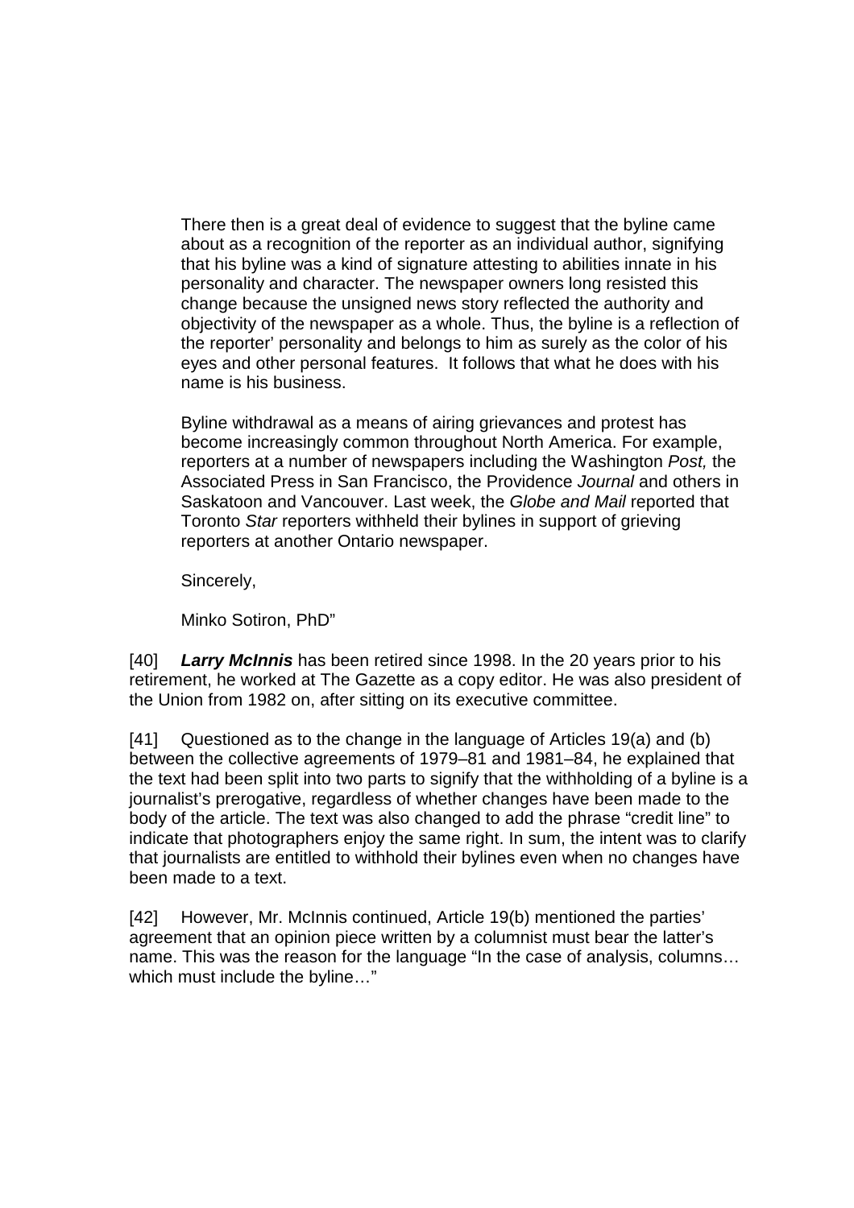There then is a great deal of evidence to suggest that the byline came about as a recognition of the reporter as an individual author, signifying that his byline was a kind of signature attesting to abilities innate in his personality and character. The newspaper owners long resisted this change because the unsigned news story reflected the authority and objectivity of the newspaper as a whole. Thus, the byline is a reflection of the reporter' personality and belongs to him as surely as the color of his eyes and other personal features. It follows that what he does with his name is his business.

Byline withdrawal as a means of airing grievances and protest has become increasingly common throughout North America. For example, reporters at a number of newspapers including the Washington *Post,* the Associated Press in San Francisco, the Providence *Journal* and others in Saskatoon and Vancouver. Last week, the *Globe and Mail* reported that Toronto *Star* reporters withheld their bylines in support of grieving reporters at another Ontario newspaper.

Sincerely,

Minko Sotiron, PhD"

[40] ***Larry McInnis*** has been retired since 1998. In the 20 years prior to his retirement, he worked at The Gazette as a copy editor. He was also president of the Union from 1982 on, after sitting on its executive committee.

[41] Questioned as to the change in the language of Articles 19(a) and (b) between the collective agreements of 1979–81 and 1981–84, he explained that the text had been split into two parts to signify that the withholding of a byline is a journalist's prerogative, regardless of whether changes have been made to the body of the article. The text was also changed to add the phrase "credit line" to indicate that photographers enjoy the same right. In sum, the intent was to clarify that journalists are entitled to withhold their bylines even when no changes have been made to a text.

[42] However, Mr. McInnis continued, Article 19(b) mentioned the parties' agreement that an opinion piece written by a columnist must bear the latter's name. This was the reason for the language "In the case of analysis, columns… which must include the byline…"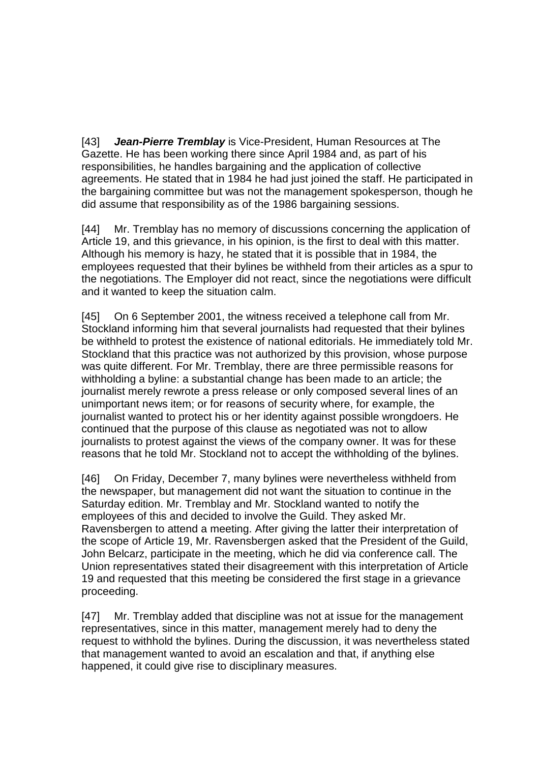[43] ***Jean-Pierre Tremblay*** is Vice-President, Human Resources at The Gazette. He has been working there since April 1984 and, as part of his responsibilities, he handles bargaining and the application of collective agreements. He stated that in 1984 he had just joined the staff. He participated in the bargaining committee but was not the management spokesperson, though he did assume that responsibility as of the 1986 bargaining sessions.

[44] Mr. Tremblay has no memory of discussions concerning the application of Article 19, and this grievance, in his opinion, is the first to deal with this matter. Although his memory is hazy, he stated that it is possible that in 1984, the employees requested that their bylines be withheld from their articles as a spur to the negotiations. The Employer did not react, since the negotiations were difficult and it wanted to keep the situation calm.

[45] On 6 September 2001, the witness received a telephone call from Mr. Stockland informing him that several journalists had requested that their bylines be withheld to protest the existence of national editorials. He immediately told Mr. Stockland that this practice was not authorized by this provision, whose purpose was quite different. For Mr. Tremblay, there are three permissible reasons for withholding a byline: a substantial change has been made to an article; the journalist merely rewrote a press release or only composed several lines of an unimportant news item; or for reasons of security where, for example, the journalist wanted to protect his or her identity against possible wrongdoers. He continued that the purpose of this clause as negotiated was not to allow journalists to protest against the views of the company owner. It was for these reasons that he told Mr. Stockland not to accept the withholding of the bylines.

[46] On Friday, December 7, many bylines were nevertheless withheld from the newspaper, but management did not want the situation to continue in the Saturday edition. Mr. Tremblay and Mr. Stockland wanted to notify the employees of this and decided to involve the Guild. They asked Mr. Ravensbergen to attend a meeting. After giving the latter their interpretation of the scope of Article 19, Mr. Ravensbergen asked that the President of the Guild, John Belcarz, participate in the meeting, which he did via conference call. The Union representatives stated their disagreement with this interpretation of Article 19 and requested that this meeting be considered the first stage in a grievance proceeding.

[47] Mr. Tremblay added that discipline was not at issue for the management representatives, since in this matter, management merely had to deny the request to withhold the bylines. During the discussion, it was nevertheless stated that management wanted to avoid an escalation and that, if anything else happened, it could give rise to disciplinary measures.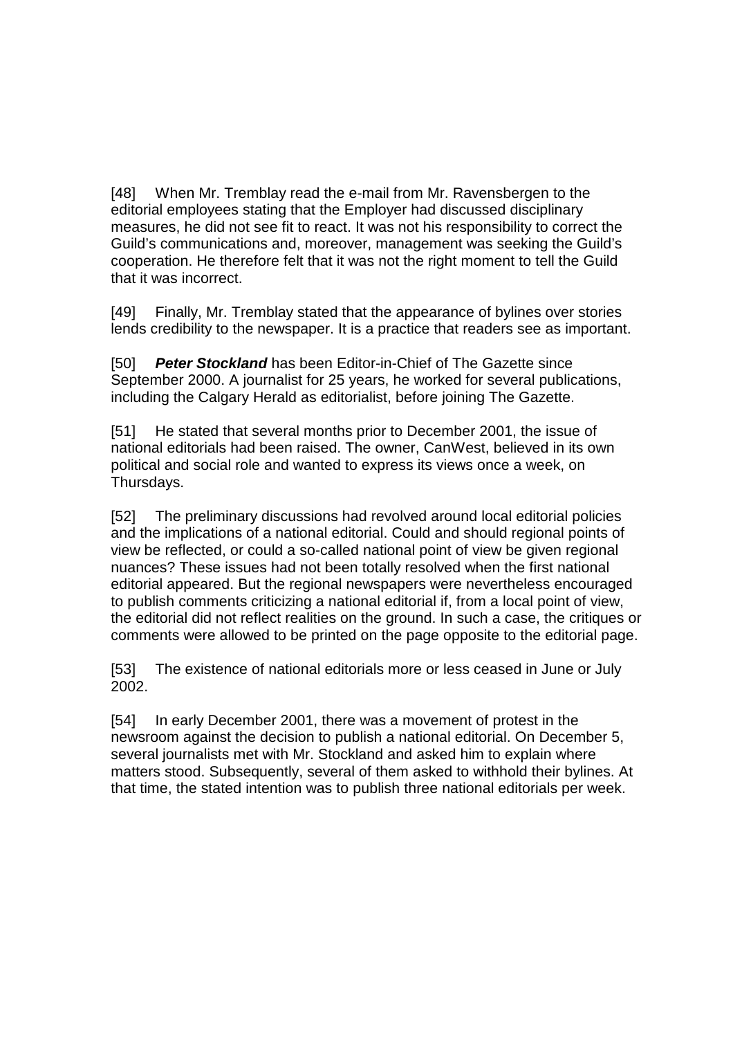[48] When Mr. Tremblay read the e-mail from Mr. Ravensbergen to the editorial employees stating that the Employer had discussed disciplinary measures, he did not see fit to react. It was not his responsibility to correct the Guild's communications and, moreover, management was seeking the Guild's cooperation. He therefore felt that it was not the right moment to tell the Guild that it was incorrect.

[49] Finally, Mr. Tremblay stated that the appearance of bylines over stories lends credibility to the newspaper. It is a practice that readers see as important.

[50] ***Peter Stockland*** has been Editor-in-Chief of The Gazette since September 2000. A journalist for 25 years, he worked for several publications, including the Calgary Herald as editorialist, before joining The Gazette.

[51] He stated that several months prior to December 2001, the issue of national editorials had been raised. The owner, CanWest, believed in its own political and social role and wanted to express its views once a week, on Thursdays.

[52] The preliminary discussions had revolved around local editorial policies and the implications of a national editorial. Could and should regional points of view be reflected, or could a so-called national point of view be given regional nuances? These issues had not been totally resolved when the first national editorial appeared. But the regional newspapers were nevertheless encouraged to publish comments criticizing a national editorial if, from a local point of view, the editorial did not reflect realities on the ground. In such a case, the critiques or comments were allowed to be printed on the page opposite to the editorial page.

[53] The existence of national editorials more or less ceased in June or July 2002.

[54] In early December 2001, there was a movement of protest in the newsroom against the decision to publish a national editorial. On December 5, several journalists met with Mr. Stockland and asked him to explain where matters stood. Subsequently, several of them asked to withhold their bylines. At that time, the stated intention was to publish three national editorials per week.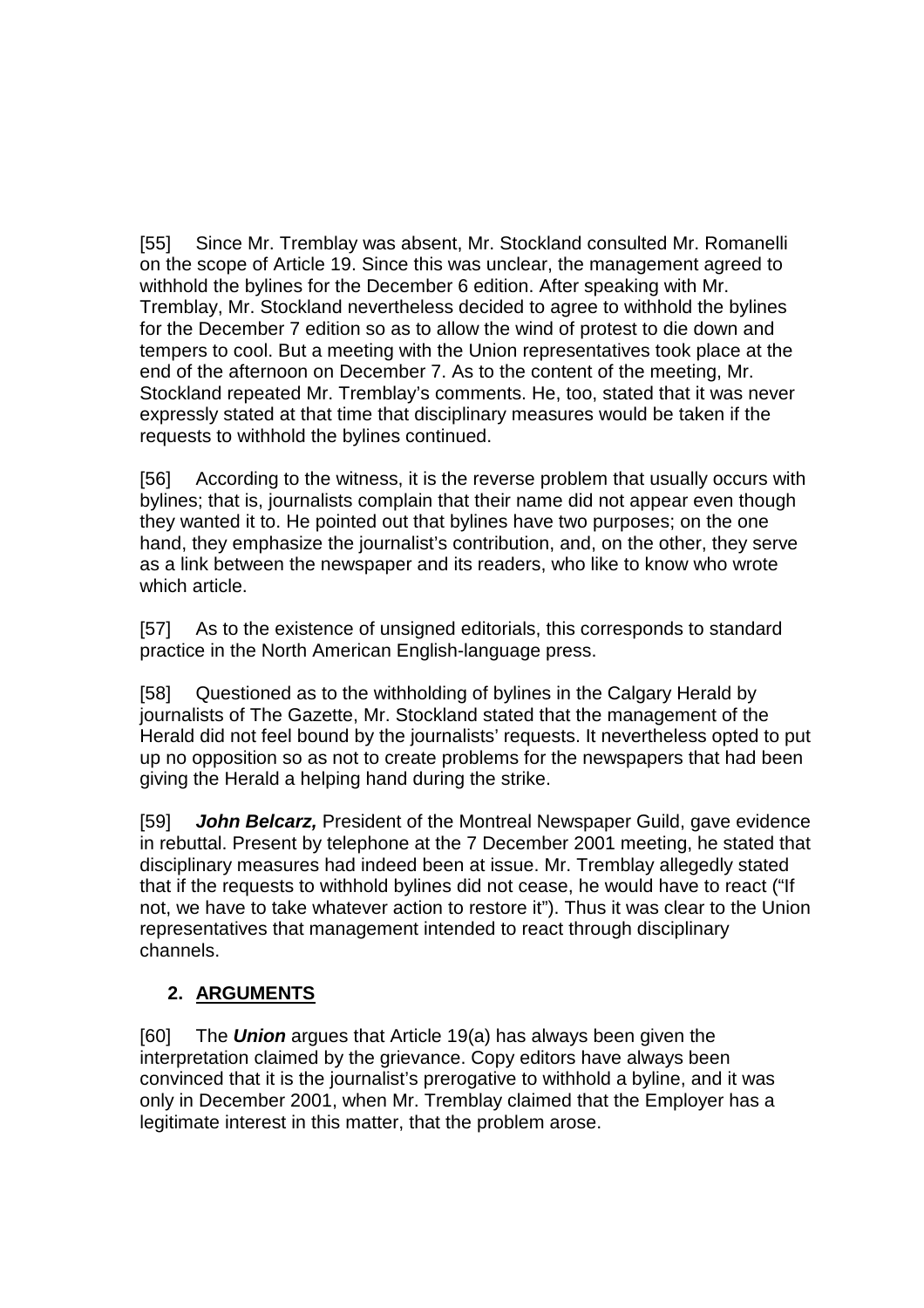[55] Since Mr. Tremblay was absent, Mr. Stockland consulted Mr. Romanelli on the scope of Article 19. Since this was unclear, the management agreed to withhold the bylines for the December 6 edition. After speaking with Mr. Tremblay, Mr. Stockland nevertheless decided to agree to withhold the bylines for the December 7 edition so as to allow the wind of protest to die down and tempers to cool. But a meeting with the Union representatives took place at the end of the afternoon on December 7. As to the content of the meeting, Mr. Stockland repeated Mr. Tremblay's comments. He, too, stated that it was never expressly stated at that time that disciplinary measures would be taken if the requests to withhold the bylines continued.

[56] According to the witness, it is the reverse problem that usually occurs with bylines; that is, journalists complain that their name did not appear even though they wanted it to. He pointed out that bylines have two purposes; on the one hand, they emphasize the journalist's contribution, and, on the other, they serve as a link between the newspaper and its readers, who like to know who wrote which article.

[57] As to the existence of unsigned editorials, this corresponds to standard practice in the North American English-language press.

[58] Questioned as to the withholding of bylines in the Calgary Herald by journalists of The Gazette, Mr. Stockland stated that the management of the Herald did not feel bound by the journalists' requests. It nevertheless opted to put up no opposition so as not to create problems for the newspapers that had been giving the Herald a helping hand during the strike.

[59] ***John Belcarz,*** President of the Montreal Newspaper Guild, gave evidence in rebuttal. Present by telephone at the 7 December 2001 meeting, he stated that disciplinary measures had indeed been at issue. Mr. Tremblay allegedly stated that if the requests to withhold bylines did not cease, he would have to react ("If not, we have to take whatever action to restore it"). Thus it was clear to the Union representatives that management intended to react through disciplinary channels.

## 2. ARGUMENTS

[60] The ***Union*** argues that Article 19(a) has always been given the interpretation claimed by the grievance. Copy editors have always been convinced that it is the journalist's prerogative to withhold a byline, and it was only in December 2001, when Mr. Tremblay claimed that the Employer has a legitimate interest in this matter, that the problem arose.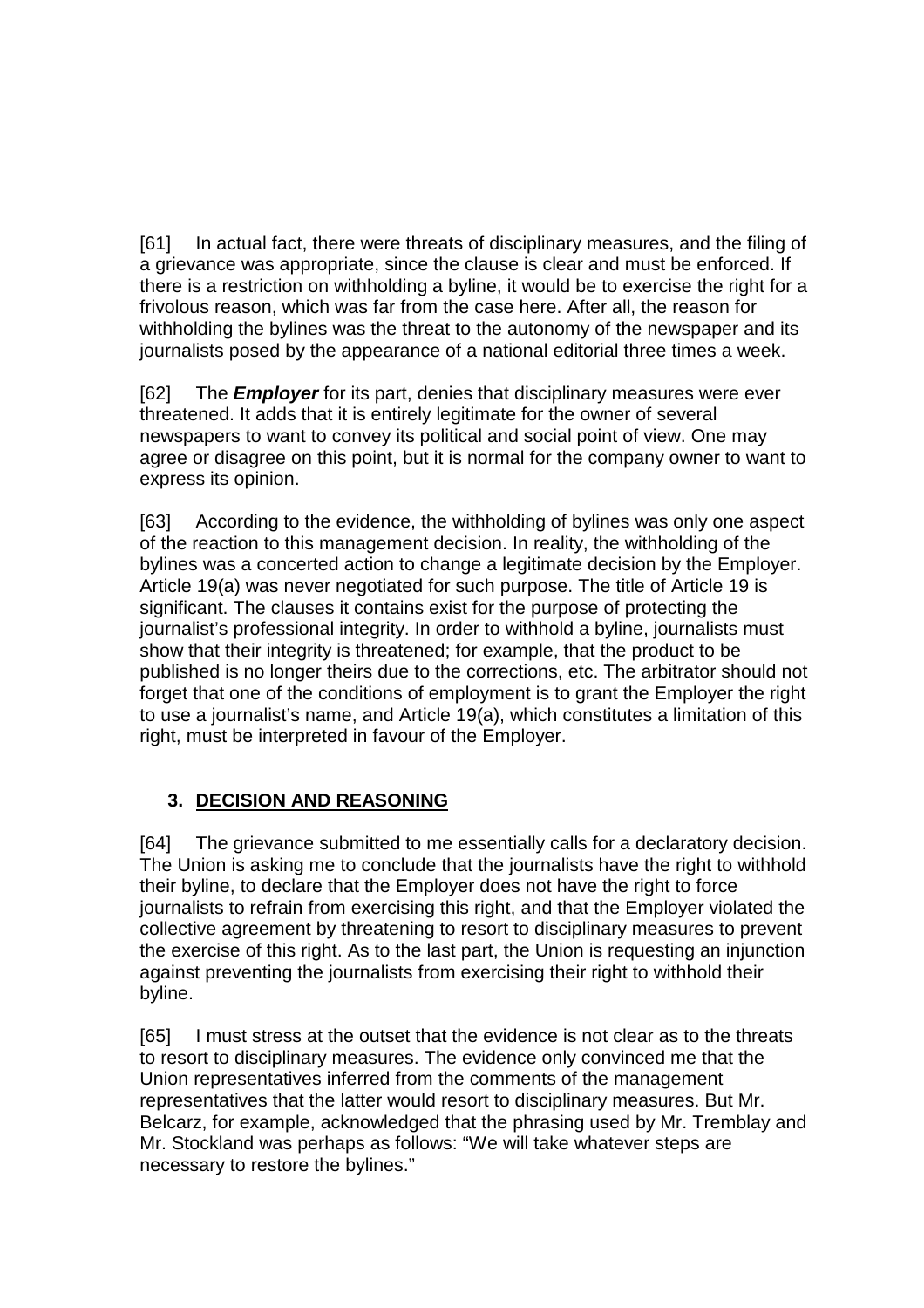[61] In actual fact, there were threats of disciplinary measures, and the filing of a grievance was appropriate, since the clause is clear and must be enforced. If there is a restriction on withholding a byline, it would be to exercise the right for a frivolous reason, which was far from the case here. After all, the reason for withholding the bylines was the threat to the autonomy of the newspaper and its journalists posed by the appearance of a national editorial three times a week.

[62] The ***Employer*** for its part, denies that disciplinary measures were ever threatened. It adds that it is entirely legitimate for the owner of several newspapers to want to convey its political and social point of view. One may agree or disagree on this point, but it is normal for the company owner to want to express its opinion.

[63] According to the evidence, the withholding of bylines was only one aspect of the reaction to this management decision. In reality, the withholding of the bylines was a concerted action to change a legitimate decision by the Employer. Article 19(a) was never negotiated for such purpose. The title of Article 19 is significant. The clauses it contains exist for the purpose of protecting the journalist's professional integrity. In order to withhold a byline, journalists must show that their integrity is threatened; for example, that the product to be published is no longer theirs due to the corrections, etc. The arbitrator should not forget that one of the conditions of employment is to grant the Employer the right to use a journalist's name, and Article 19(a), which constitutes a limitation of this right, must be interpreted in favour of the Employer.

## 3. DECISION AND REASONING

[64] The grievance submitted to me essentially calls for a declaratory decision. The Union is asking me to conclude that the journalists have the right to withhold their byline, to declare that the Employer does not have the right to force journalists to refrain from exercising this right, and that the Employer violated the collective agreement by threatening to resort to disciplinary measures to prevent the exercise of this right. As to the last part, the Union is requesting an injunction against preventing the journalists from exercising their right to withhold their byline.

[65] I must stress at the outset that the evidence is not clear as to the threats to resort to disciplinary measures. The evidence only convinced me that the Union representatives inferred from the comments of the management representatives that the latter would resort to disciplinary measures. But Mr. Belcarz, for example, acknowledged that the phrasing used by Mr. Tremblay and Mr. Stockland was perhaps as follows: "We will take whatever steps are necessary to restore the bylines."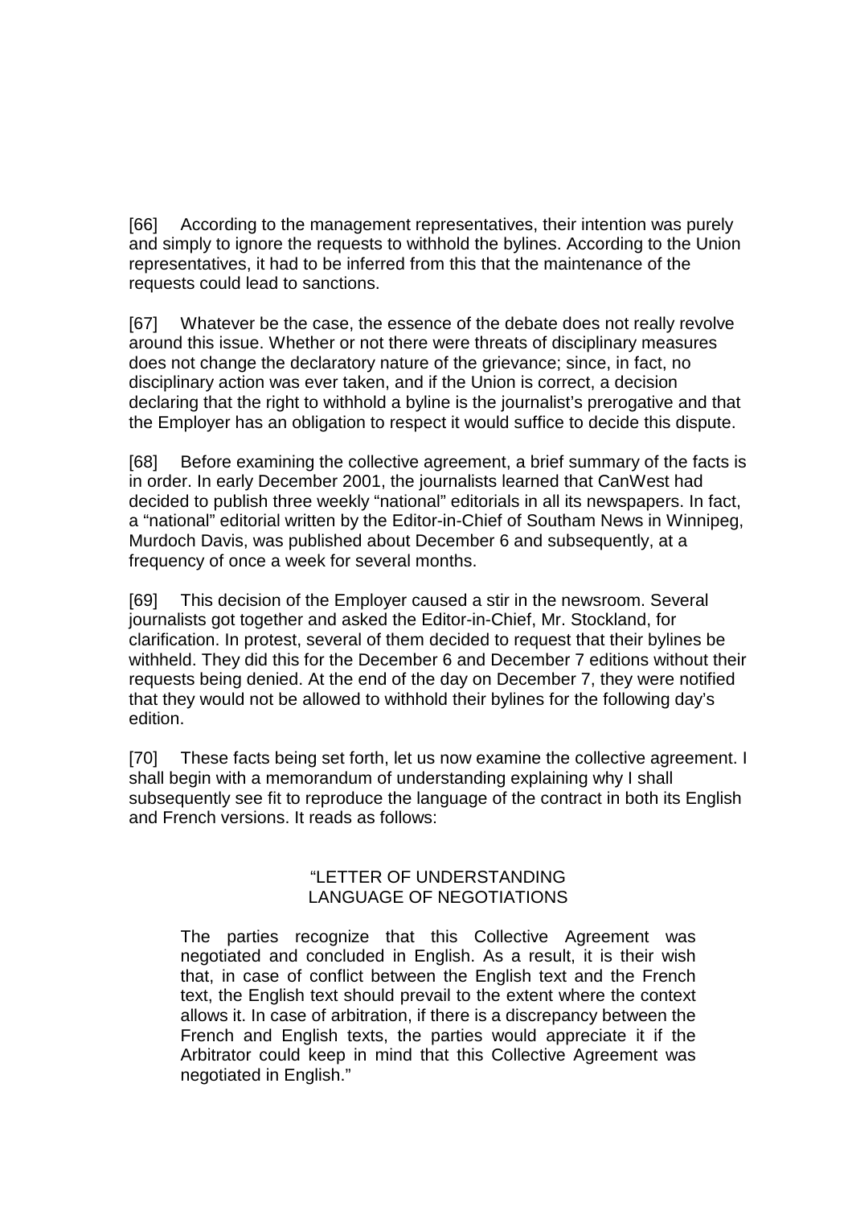[66] According to the management representatives, their intention was purely and simply to ignore the requests to withhold the bylines. According to the Union representatives, it had to be inferred from this that the maintenance of the requests could lead to sanctions.

[67] Whatever be the case, the essence of the debate does not really revolve around this issue. Whether or not there were threats of disciplinary measures does not change the declaratory nature of the grievance; since, in fact, no disciplinary action was ever taken, and if the Union is correct, a decision declaring that the right to withhold a byline is the journalist's prerogative and that the Employer has an obligation to respect it would suffice to decide this dispute.

[68] Before examining the collective agreement, a brief summary of the facts is in order. In early December 2001, the journalists learned that CanWest had decided to publish three weekly "national" editorials in all its newspapers. In fact, a "national" editorial written by the Editor-in-Chief of Southam News in Winnipeg, Murdoch Davis, was published about December 6 and subsequently, at a frequency of once a week for several months.

[69] This decision of the Employer caused a stir in the newsroom. Several journalists got together and asked the Editor-in-Chief, Mr. Stockland, for clarification. In protest, several of them decided to request that their bylines be withheld. They did this for the December 6 and December 7 editions without their requests being denied. At the end of the day on December 7, they were notified that they would not be allowed to withhold their bylines for the following day's edition.

[70] These facts being set forth, let us now examine the collective agreement. I shall begin with a memorandum of understanding explaining why I shall subsequently see fit to reproduce the language of the contract in both its English and French versions. It reads as follows:

> "LETTER OF UNDERSTANDING
> LANGUAGE OF NEGOTIATIONS
>
> The parties recognize that this Collective Agreement was negotiated and concluded in English. As a result, it is their wish that, in case of conflict between the English text and the French text, the English text should prevail to the extent where the context allows it. In case of arbitration, if there is a discrepancy between the French and English texts, the parties would appreciate it if the Arbitrator could keep in mind that this Collective Agreement was negotiated in English."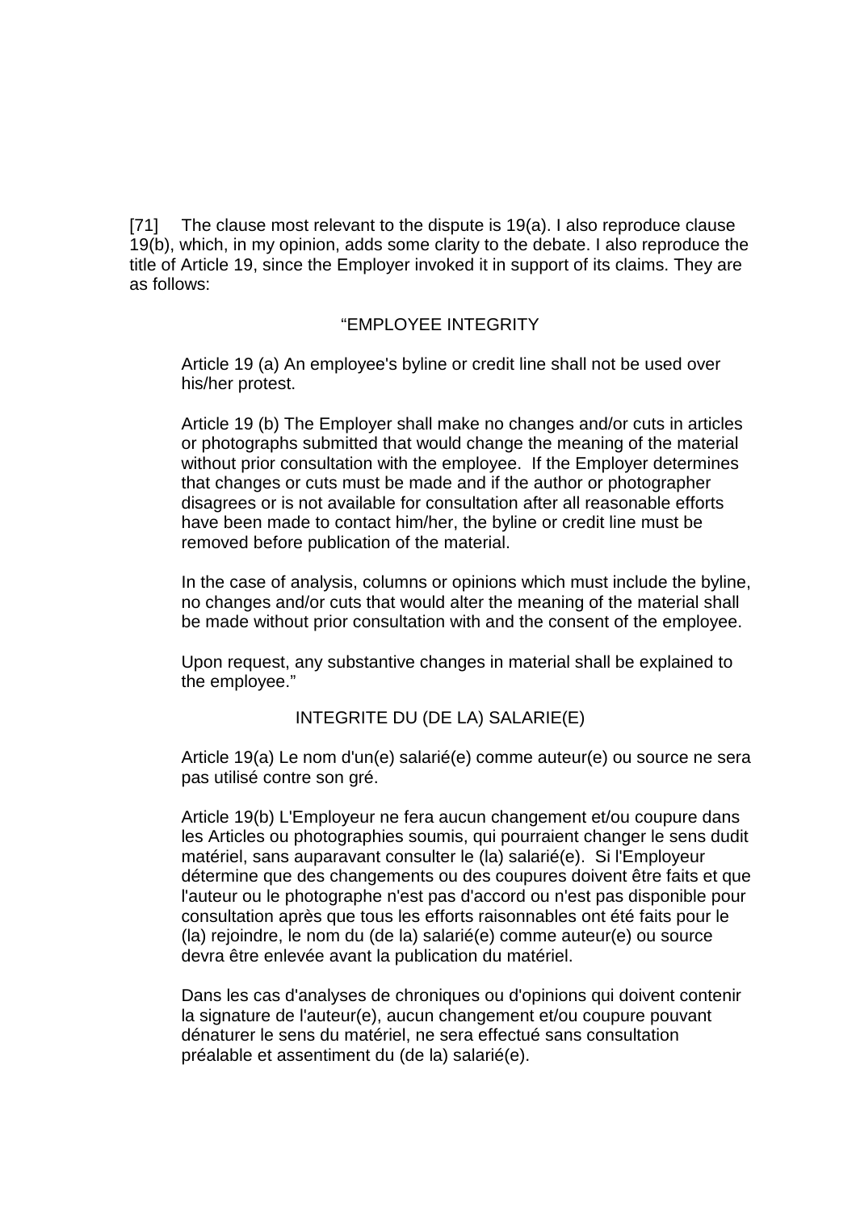[71] The clause most relevant to the dispute is 19(a). I also reproduce clause 19(b), which, in my opinion, adds some clarity to the debate. I also reproduce the title of Article 19, since the Employer invoked it in support of its claims. They are as follows:

> "EMPLOYEE INTEGRITY
>
> Article 19 (a) An employee's byline or credit line shall not be used over his/her protest.
>
> Article 19 (b) The Employer shall make no changes and/or cuts in articles or photographs submitted that would change the meaning of the material without prior consultation with the employee. If the Employer determines that changes or cuts must be made and if the author or photographer disagrees or is not available for consultation after all reasonable efforts have been made to contact him/her, the byline or credit line must be removed before publication of the material.
>
> In the case of analysis, columns or opinions which must include the byline, no changes and/or cuts that would alter the meaning of the material shall be made without prior consultation with and the consent of the employee.
>
> Upon request, any substantive changes in material shall be explained to the employee."
>
> INTEGRITE DU (DE LA) SALARIE(E)
>
> Article 19(a) Le nom d'un(e) salarié(e) comme auteur(e) ou source ne sera pas utilisé contre son gré.
>
> Article 19(b) L'Employeur ne fera aucun changement et/ou coupure dans les Articles ou photographies soumis, qui pourraient changer le sens dudit matériel, sans auparavant consulter le (la) salarié(e). Si l'Employeur détermine que des changements ou des coupures doivent être faits et que l'auteur ou le photographe n'est pas d'accord ou n'est pas disponible pour consultation après que tous les efforts raisonnables ont été faits pour le (la) rejoindre, le nom du (de la) salarié(e) comme auteur(e) ou source devra être enlevée avant la publication du matériel.
>
> Dans les cas d'analyses de chroniques ou d'opinions qui doivent contenir la signature de l'auteur(e), aucun changement et/ou coupure pouvant dénaturer le sens du matériel, ne sera effectué sans consultation préalable et assentiment du (de la) salarié(e).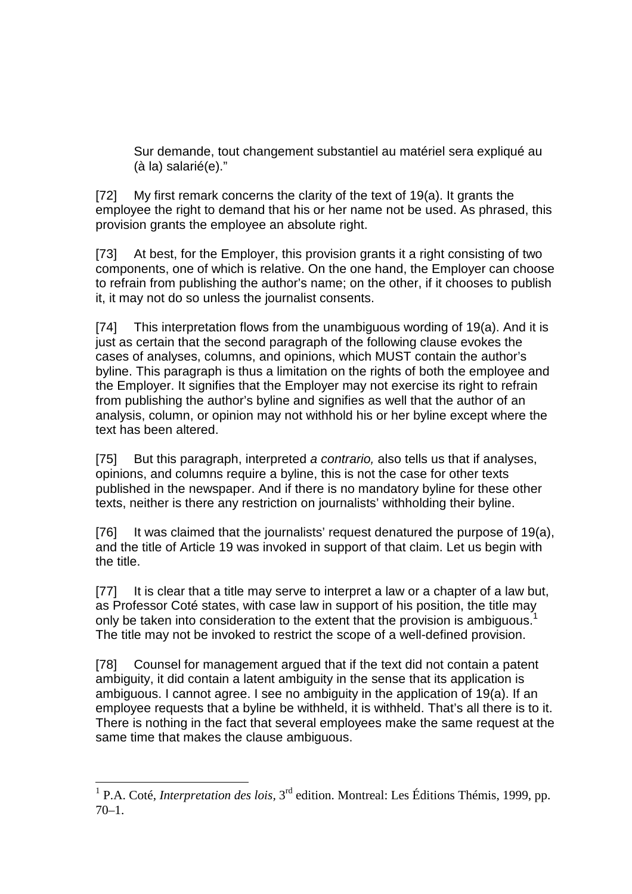> Sur demande, tout changement substantiel au matériel sera expliqué au (à la) salarié(e)."

[72] My first remark concerns the clarity of the text of 19(a). It grants the employee the right to demand that his or her name not be used. As phrased, this provision grants the employee an absolute right.

[73] At best, for the Employer, this provision grants it a right consisting of two components, one of which is relative. On the one hand, the Employer can choose to refrain from publishing the author's name; on the other, if it chooses to publish it, it may not do so unless the journalist consents.

[74] This interpretation flows from the unambiguous wording of 19(a). And it is just as certain that the second paragraph of the following clause evokes the cases of analyses, columns, and opinions, which MUST contain the author's byline. This paragraph is thus a limitation on the rights of both the employee and the Employer. It signifies that the Employer may not exercise its right to refrain from publishing the author's byline and signifies as well that the author of an analysis, column, or opinion may not withhold his or her byline except where the text has been altered.

[75] But this paragraph, interpreted *a contrario,* also tells us that if analyses, opinions, and columns require a byline, this is not the case for other texts published in the newspaper. And if there is no mandatory byline for these other texts, neither is there any restriction on journalists' withholding their byline.

[76] It was claimed that the journalists' request denatured the purpose of 19(a), and the title of Article 19 was invoked in support of that claim. Let us begin with the title.

[77] It is clear that a title may serve to interpret a law or a chapter of a law but, as Professor Coté states, with case law in support of his position, the title may only be taken into consideration to the extent that the provision is ambiguous.[1] The title may not be invoked to restrict the scope of a well-defined provision.

[78] Counsel for management argued that if the text did not contain a patent ambiguity, it did contain a latent ambiguity in the sense that its application is ambiguous. I cannot agree. I see no ambiguity in the application of 19(a). If an employee requests that a byline be withheld, it is withheld. That's all there is to it. There is nothing in the fact that several employees make the same request at the same time that makes the clause ambiguous.

---

[1] P.A. Coté, *Interpretation des lois*, 3rd edition. Montreal: Les Éditions Thémis, 1999, pp. 70–1.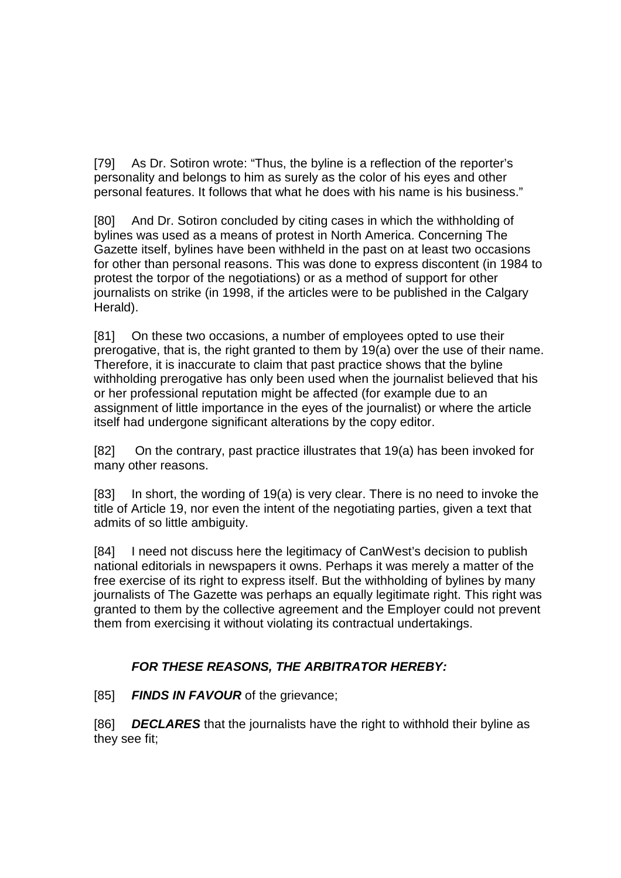[79] As Dr. Sotiron wrote: “Thus, the byline is a reflection of the reporter’s personality and belongs to him as surely as the color of his eyes and other personal features. It follows that what he does with his name is his business.”

[80] And Dr. Sotiron concluded by citing cases in which the withholding of bylines was used as a means of protest in North America. Concerning The Gazette itself, bylines have been withheld in the past on at least two occasions for other than personal reasons. This was done to express discontent (in 1984 to protest the torpor of the negotiations) or as a method of support for other journalists on strike (in 1998, if the articles were to be published in the Calgary Herald).

[81] On these two occasions, a number of employees opted to use their prerogative, that is, the right granted to them by 19(a) over the use of their name. Therefore, it is inaccurate to claim that past practice shows that the byline withholding prerogative has only been used when the journalist believed that his or her professional reputation might be affected (for example due to an assignment of little importance in the eyes of the journalist) or where the article itself had undergone significant alterations by the copy editor.

[82] On the contrary, past practice illustrates that 19(a) has been invoked for many other reasons.

[83] In short, the wording of 19(a) is very clear. There is no need to invoke the title of Article 19, nor even the intent of the negotiating parties, given a text that admits of so little ambiguity.

[84] I need not discuss here the legitimacy of CanWest’s decision to publish national editorials in newspapers it owns. Perhaps it was merely a matter of the free exercise of its right to express itself. But the withholding of bylines by many journalists of The Gazette was perhaps an equally legitimate right. This right was granted to them by the collective agreement and the Employer could not prevent them from exercising it without violating its contractual undertakings.

***FOR THESE REASONS, THE ARBITRATOR HEREBY:***

[85] ***FINDS IN FAVOUR*** of the grievance;

[86] ***DECLARES*** that the journalists have the right to withhold their byline as they see fit;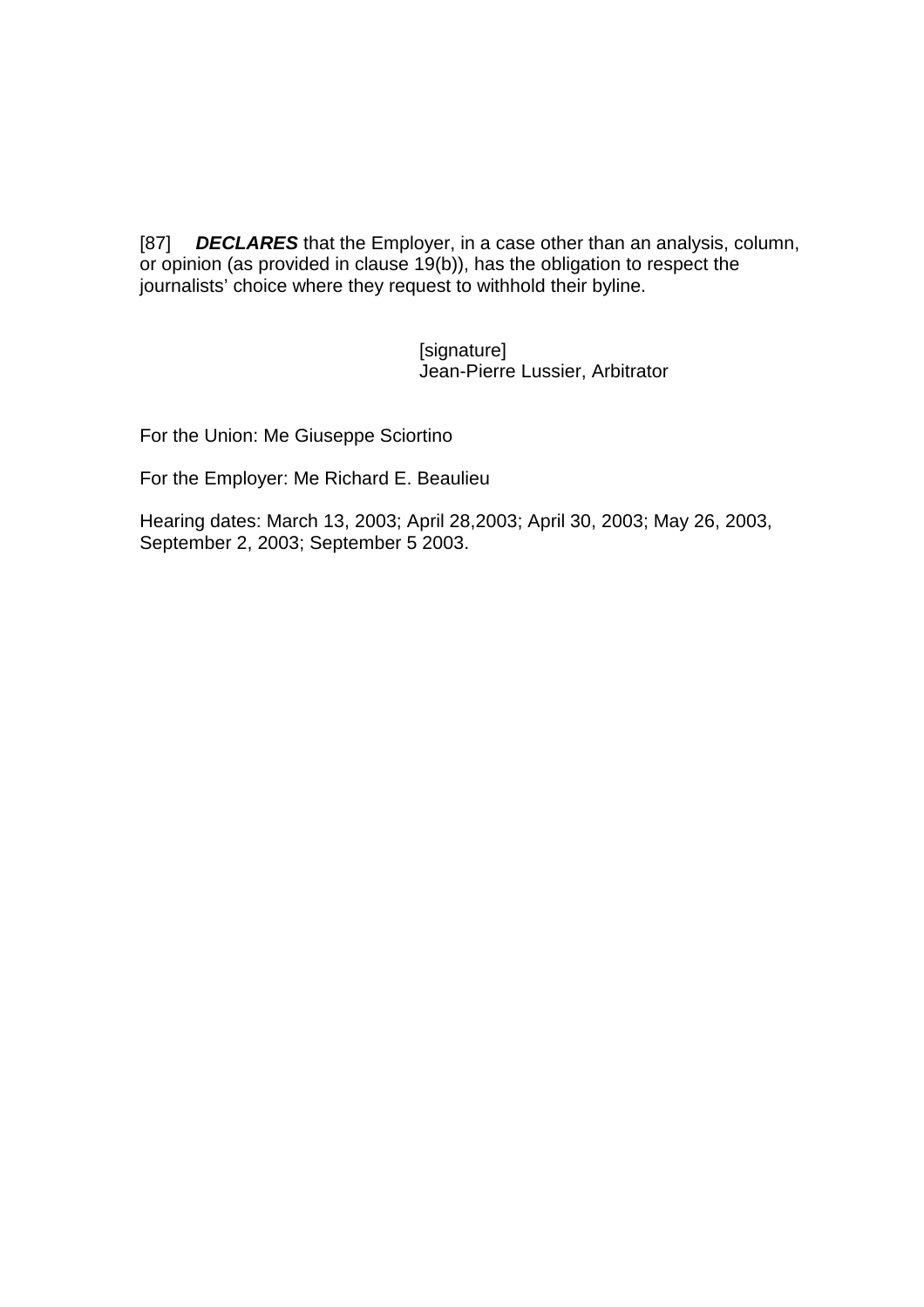[87] ***DECLARES*** that the Employer, in a case other than an analysis, column, or opinion (as provided in clause 19(b)), has the obligation to respect the journalists' choice where they request to withhold their byline.

[signature]
Jean-Pierre Lussier, Arbitrator

For the Union: Me Giuseppe Sciortino

For the Employer: Me Richard E. Beaulieu

Hearing dates: March 13, 2003; April 28,2003; April 30, 2003; May 26, 2003, September 2, 2003; September 5 2003.